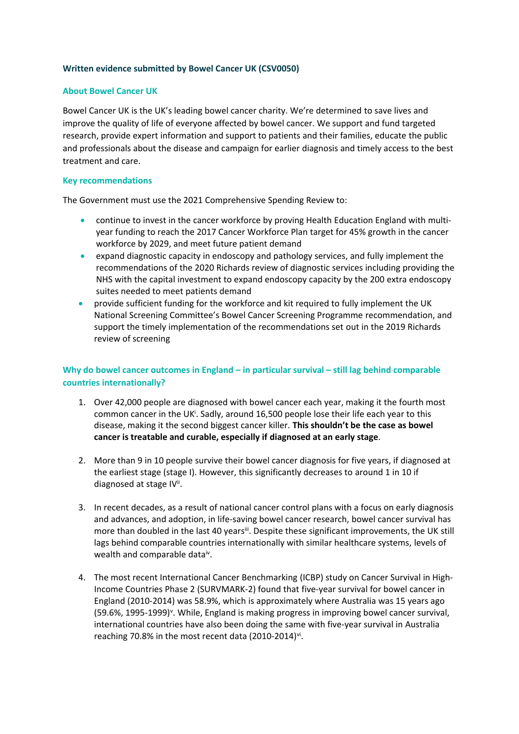**Written evidence submitted by Bowel Cancer UK (CSV0050)**

### About Bowel Cancer UK

Bowel Cancer UK is the UK's leading bowel cancer charity. We're determined to save lives and improve the quality of life of everyone affected by bowel cancer. We support and fund targeted research, provide expert information and support to patients and their families, educate the public and professionals about the disease and campaign for earlier diagnosis and timely access to the best treatment and care.

### Key recommendations

The Government must use the 2021 Comprehensive Spending Review to:

- continue to invest in the cancer workforce by proving Health Education England with multi-year funding to reach the 2017 Cancer Workforce Plan target for 45% growth in the cancer workforce by 2029, and meet future patient demand
- expand diagnostic capacity in endoscopy and pathology services, and fully implement the recommendations of the 2020 Richards review of diagnostic services including providing the NHS with the capital investment to expand endoscopy capacity by the 200 extra endoscopy suites needed to meet patients demand
- provide sufficient funding for the workforce and kit required to fully implement the UK National Screening Committee's Bowel Cancer Screening Programme recommendation, and support the timely implementation of the recommendations set out in the 2019 Richards review of screening

### Why do bowel cancer outcomes in England – in particular survival – still lag behind comparable countries internationally?

1. Over 42,000 people are diagnosed with bowel cancer each year, making it the fourth most common cancer in the UK[i]. Sadly, around 16,500 people lose their life each year to this disease, making it the second biggest cancer killer. **This shouldn't be the case as bowel cancer is treatable and curable, especially if diagnosed at an early stage**.

2. More than 9 in 10 people survive their bowel cancer diagnosis for five years, if diagnosed at the earliest stage (stage I). However, this significantly decreases to around 1 in 10 if diagnosed at stage IV[ii].

3. In recent decades, as a result of national cancer control plans with a focus on early diagnosis and advances, and adoption, in life-saving bowel cancer research, bowel cancer survival has more than doubled in the last 40 years[iii]. Despite these significant improvements, the UK still lags behind comparable countries internationally with similar healthcare systems, levels of wealth and comparable data[iv].

4. The most recent International Cancer Benchmarking (ICBP) study on Cancer Survival in High-Income Countries Phase 2 (SURVMARK-2) found that five-year survival for bowel cancer in England (2010-2014) was 58.9%, which is approximately where Australia was 15 years ago (59.6%, 1995-1999)[v]. While, England is making progress in improving bowel cancer survival, international countries have also been doing the same with five-year survival in Australia reaching 70.8% in the most recent data (2010-2014)[vi].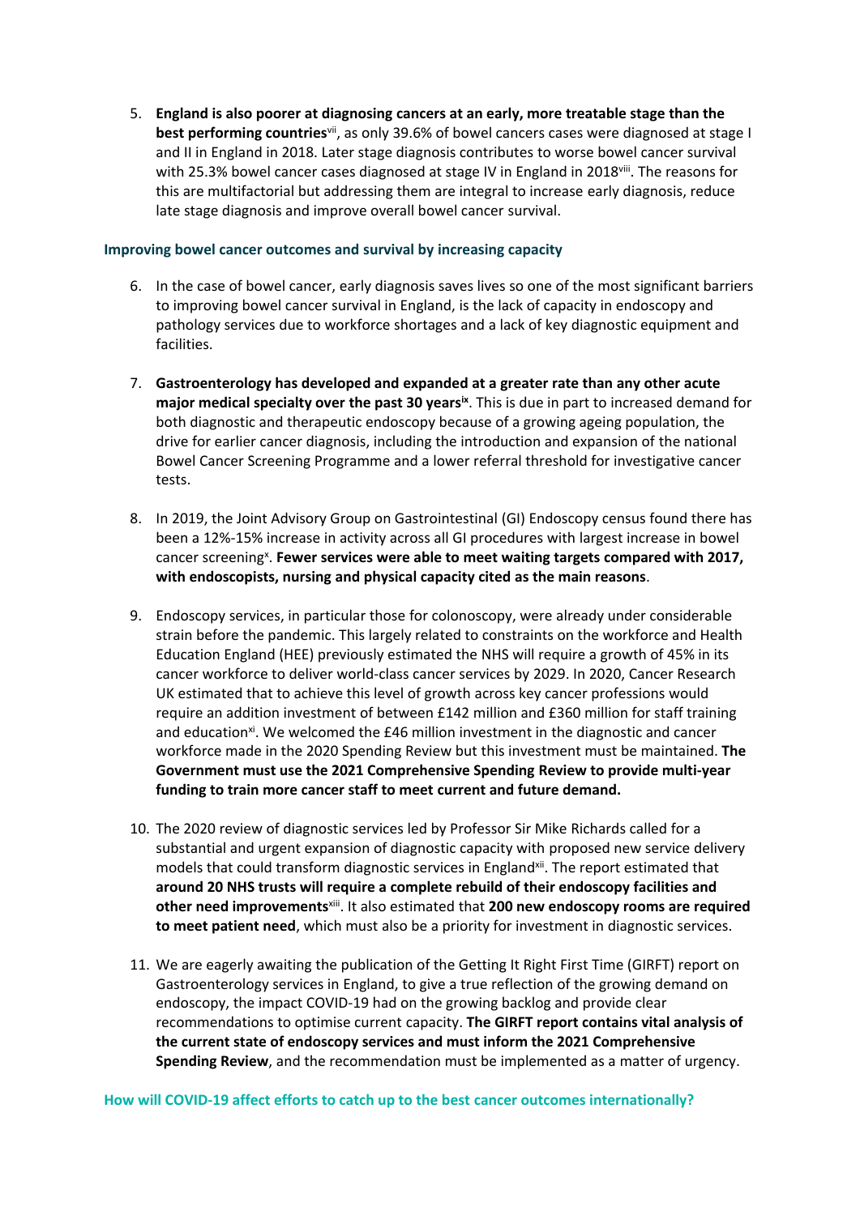5. **England is also poorer at diagnosing cancers at an early, more treatable stage than the best performing countries**[vii], as only 39.6% of bowel cancers cases were diagnosed at stage I and II in England in 2018. Later stage diagnosis contributes to worse bowel cancer survival with 25.3% bowel cancer cases diagnosed at stage IV in England in 2018[viii]. The reasons for this are multifactorial but addressing them are integral to increase early diagnosis, reduce late stage diagnosis and improve overall bowel cancer survival.

### Improving bowel cancer outcomes and survival by increasing capacity

6. In the case of bowel cancer, early diagnosis saves lives so one of the most significant barriers to improving bowel cancer survival in England, is the lack of capacity in endoscopy and pathology services due to workforce shortages and a lack of key diagnostic equipment and facilities.

7. **Gastroenterology has developed and expanded at a greater rate than any other acute major medical specialty over the past 30 years**[ix]. This is due in part to increased demand for both diagnostic and therapeutic endoscopy because of a growing ageing population, the drive for earlier cancer diagnosis, including the introduction and expansion of the national Bowel Cancer Screening Programme and a lower referral threshold for investigative cancer tests.

8. In 2019, the Joint Advisory Group on Gastrointestinal (GI) Endoscopy census found there has been a 12%-15% increase in activity across all GI procedures with largest increase in bowel cancer screening[x]. **Fewer services were able to meet waiting targets compared with 2017, with endoscopists, nursing and physical capacity cited as the main reasons**.

9. Endoscopy services, in particular those for colonoscopy, were already under considerable strain before the pandemic. This largely related to constraints on the workforce and Health Education England (HEE) previously estimated the NHS will require a growth of 45% in its cancer workforce to deliver world-class cancer services by 2029. In 2020, Cancer Research UK estimated that to achieve this level of growth across key cancer professions would require an addition investment of between £142 million and £360 million for staff training and education[xi]. We welcomed the £46 million investment in the diagnostic and cancer workforce made in the 2020 Spending Review but this investment must be maintained. **The Government must use the 2021 Comprehensive Spending Review to provide multi-year funding to train more cancer staff to meet current and future demand.**

10. The 2020 review of diagnostic services led by Professor Sir Mike Richards called for a substantial and urgent expansion of diagnostic capacity with proposed new service delivery models that could transform diagnostic services in England[xii]. The report estimated that **around 20 NHS trusts will require a complete rebuild of their endoscopy facilities and other need improvements**[xiii]. It also estimated that **200 new endoscopy rooms are required to meet patient need**, which must also be a priority for investment in diagnostic services.

11. We are eagerly awaiting the publication of the Getting It Right First Time (GIRFT) report on Gastroenterology services in England, to give a true reflection of the growing demand on endoscopy, the impact COVID-19 had on the growing backlog and provide clear recommendations to optimise current capacity. **The GIRFT report contains vital analysis of the current state of endoscopy services and must inform the 2021 Comprehensive Spending Review**, and the recommendation must be implemented as a matter of urgency.

### How will COVID-19 affect efforts to catch up to the best cancer outcomes internationally?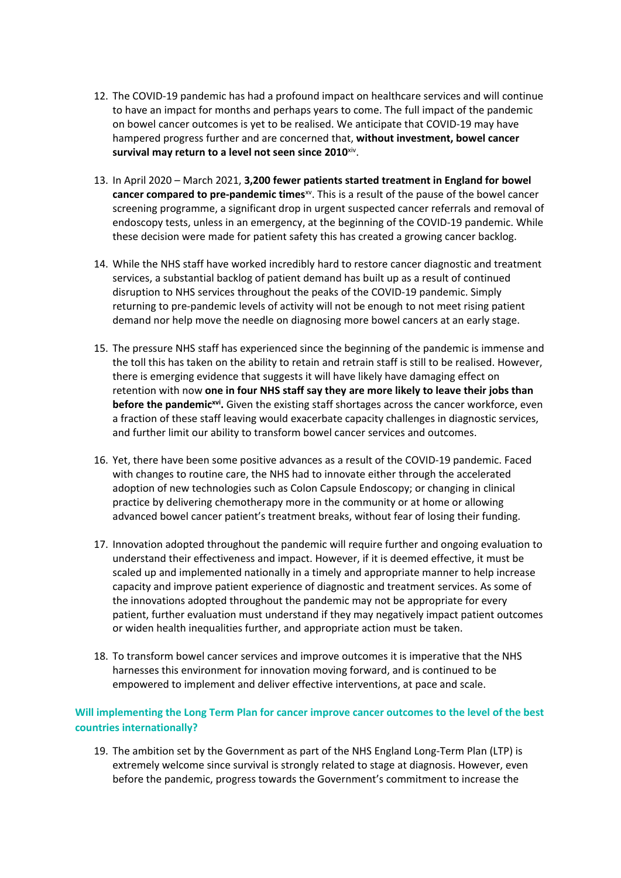12. The COVID-19 pandemic has had a profound impact on healthcare services and will continue to have an impact for months and perhaps years to come. The full impact of the pandemic on bowel cancer outcomes is yet to be realised. We anticipate that COVID-19 may have hampered progress further and are concerned that, **without investment, bowel cancer survival may return to a level not seen since 2010**[xiv].

13. In April 2020 – March 2021, **3,200 fewer patients started treatment in England for bowel cancer compared to pre-pandemic times**[xv]. This is a result of the pause of the bowel cancer screening programme, a significant drop in urgent suspected cancer referrals and removal of endoscopy tests, unless in an emergency, at the beginning of the COVID-19 pandemic. While these decision were made for patient safety this has created a growing cancer backlog.

14. While the NHS staff have worked incredibly hard to restore cancer diagnostic and treatment services, a substantial backlog of patient demand has built up as a result of continued disruption to NHS services throughout the peaks of the COVID-19 pandemic. Simply returning to pre-pandemic levels of activity will not be enough to not meet rising patient demand nor help move the needle on diagnosing more bowel cancers at an early stage.

15. The pressure NHS staff has experienced since the beginning of the pandemic is immense and the toll this has taken on the ability to retain and retrain staff is still to be realised. However, there is emerging evidence that suggests it will have likely have damaging effect on retention with now **one in four NHS staff say they are more likely to leave their jobs than before the pandemic[xvi].** Given the existing staff shortages across the cancer workforce, even a fraction of these staff leaving would exacerbate capacity challenges in diagnostic services, and further limit our ability to transform bowel cancer services and outcomes.

16. Yet, there have been some positive advances as a result of the COVID-19 pandemic. Faced with changes to routine care, the NHS had to innovate either through the accelerated adoption of new technologies such as Colon Capsule Endoscopy; or changing in clinical practice by delivering chemotherapy more in the community or at home or allowing advanced bowel cancer patient's treatment breaks, without fear of losing their funding.

17. Innovation adopted throughout the pandemic will require further and ongoing evaluation to understand their effectiveness and impact. However, if it is deemed effective, it must be scaled up and implemented nationally in a timely and appropriate manner to help increase capacity and improve patient experience of diagnostic and treatment services. As some of the innovations adopted throughout the pandemic may not be appropriate for every patient, further evaluation must understand if they may negatively impact patient outcomes or widen health inequalities further, and appropriate action must be taken.

18. To transform bowel cancer services and improve outcomes it is imperative that the NHS harnesses this environment for innovation moving forward, and is continued to be empowered to implement and deliver effective interventions, at pace and scale.

### Will implementing the Long Term Plan for cancer improve cancer outcomes to the level of the best countries internationally?

19. The ambition set by the Government as part of the NHS England Long-Term Plan (LTP) is extremely welcome since survival is strongly related to stage at diagnosis. However, even before the pandemic, progress towards the Government's commitment to increase the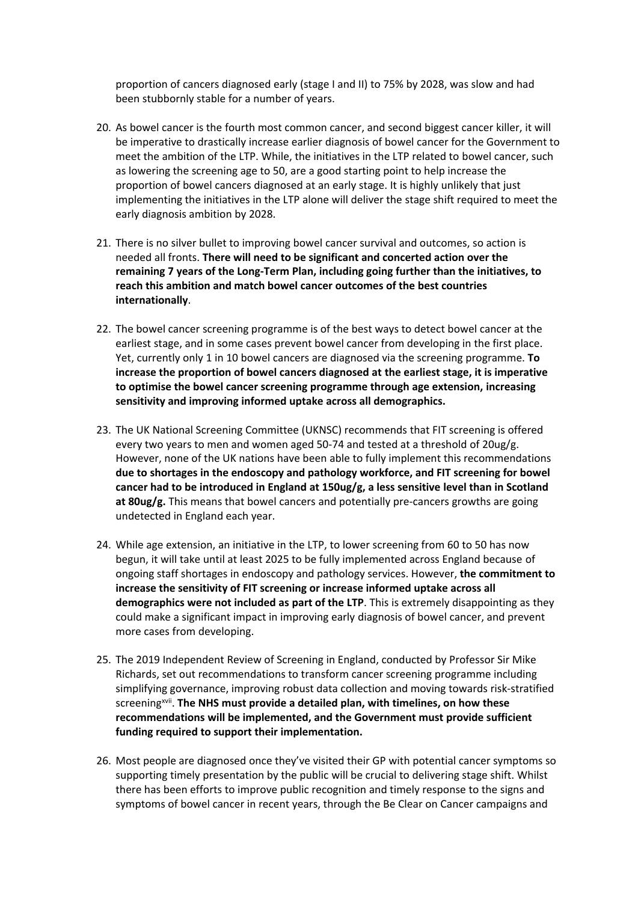proportion of cancers diagnosed early (stage I and II) to 75% by 2028, was slow and had been stubbornly stable for a number of years.

20. As bowel cancer is the fourth most common cancer, and second biggest cancer killer, it will be imperative to drastically increase earlier diagnosis of bowel cancer for the Government to meet the ambition of the LTP. While, the initiatives in the LTP related to bowel cancer, such as lowering the screening age to 50, are a good starting point to help increase the proportion of bowel cancers diagnosed at an early stage. It is highly unlikely that just implementing the initiatives in the LTP alone will deliver the stage shift required to meet the early diagnosis ambition by 2028.

21. There is no silver bullet to improving bowel cancer survival and outcomes, so action is needed all fronts. **There will need to be significant and concerted action over the remaining 7 years of the Long-Term Plan, including going further than the initiatives, to reach this ambition and match bowel cancer outcomes of the best countries internationally**.

22. The bowel cancer screening programme is of the best ways to detect bowel cancer at the earliest stage, and in some cases prevent bowel cancer from developing in the first place. Yet, currently only 1 in 10 bowel cancers are diagnosed via the screening programme. **To increase the proportion of bowel cancers diagnosed at the earliest stage, it is imperative to optimise the bowel cancer screening programme through age extension, increasing sensitivity and improving informed uptake across all demographics.**

23. The UK National Screening Committee (UKNSC) recommends that FIT screening is offered every two years to men and women aged 50-74 and tested at a threshold of 20ug/g. However, none of the UK nations have been able to fully implement this recommendations **due to shortages in the endoscopy and pathology workforce, and FIT screening for bowel cancer had to be introduced in England at 150ug/g, a less sensitive level than in Scotland at 80ug/g.** This means that bowel cancers and potentially pre-cancers growths are going undetected in England each year.

24. While age extension, an initiative in the LTP, to lower screening from 60 to 50 has now begun, it will take until at least 2025 to be fully implemented across England because of ongoing staff shortages in endoscopy and pathology services. However, **the commitment to increase the sensitivity of FIT screening or increase informed uptake across all demographics were not included as part of the LTP**. This is extremely disappointing as they could make a significant impact in improving early diagnosis of bowel cancer, and prevent more cases from developing.

25. The 2019 Independent Review of Screening in England, conducted by Professor Sir Mike Richards, set out recommendations to transform cancer screening programme including simplifying governance, improving robust data collection and moving towards risk-stratified screening[xvii]. **The NHS must provide a detailed plan, with timelines, on how these recommendations will be implemented, and the Government must provide sufficient funding required to support their implementation.**

26. Most people are diagnosed once they've visited their GP with potential cancer symptoms so supporting timely presentation by the public will be crucial to delivering stage shift. Whilst there has been efforts to improve public recognition and timely response to the signs and symptoms of bowel cancer in recent years, through the Be Clear on Cancer campaigns and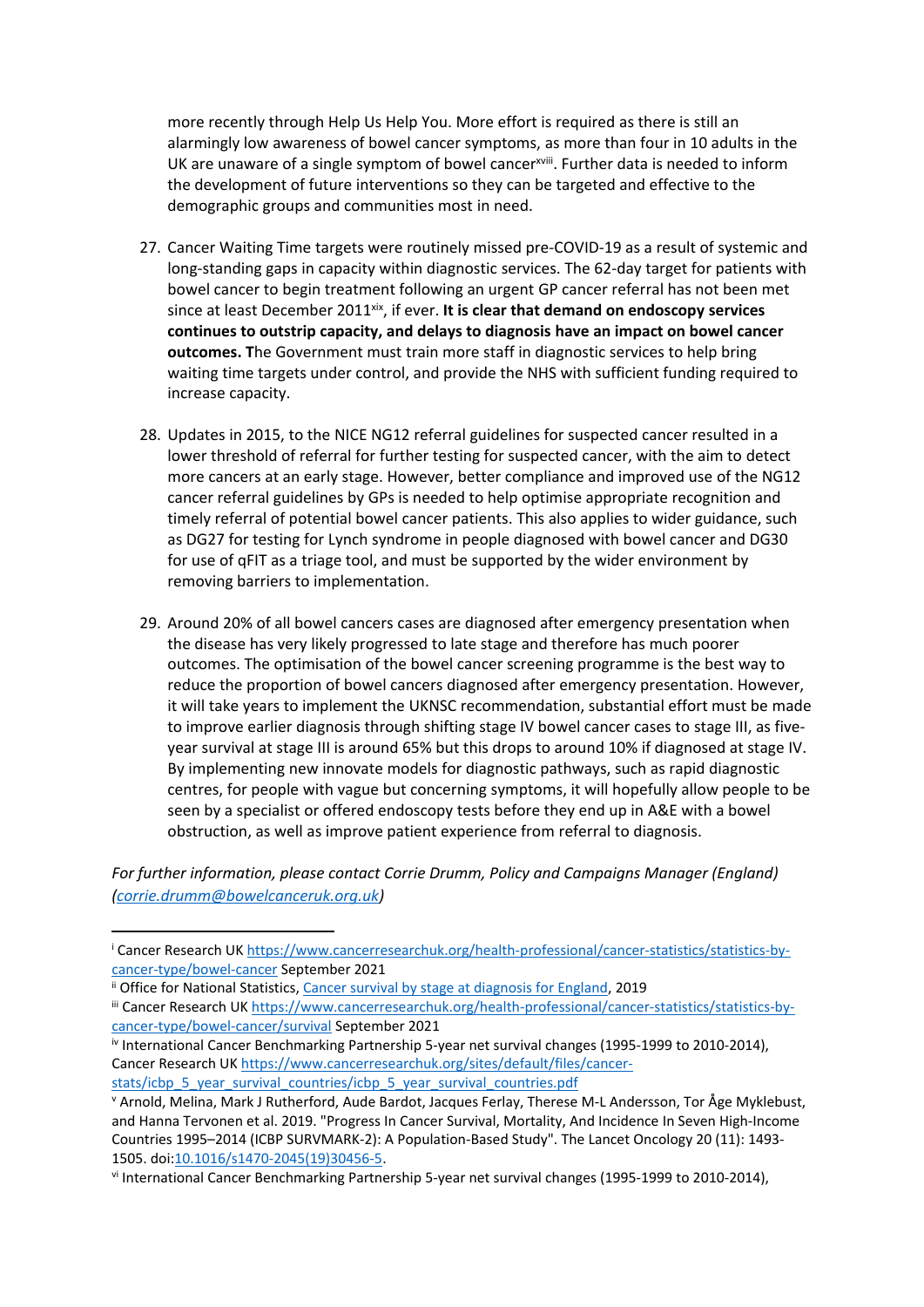more recently through Help Us Help You. More effort is required as there is still an alarmingly low awareness of bowel cancer symptoms, as more than four in 10 adults in the UK are unaware of a single symptom of bowel cancer[xviii]. Further data is needed to inform the development of future interventions so they can be targeted and effective to the demographic groups and communities most in need.

27. Cancer Waiting Time targets were routinely missed pre-COVID-19 as a result of systemic and long-standing gaps in capacity within diagnostic services. The 62-day target for patients with bowel cancer to begin treatment following an urgent GP cancer referral has not been met since at least December 2011[xix], if ever. **It is clear that demand on endoscopy services continues to outstrip capacity, and delays to diagnosis have an impact on bowel cancer outcomes. T**he Government must train more staff in diagnostic services to help bring waiting time targets under control, and provide the NHS with sufficient funding required to increase capacity.

28. Updates in 2015, to the NICE NG12 referral guidelines for suspected cancer resulted in a lower threshold of referral for further testing for suspected cancer, with the aim to detect more cancers at an early stage. However, better compliance and improved use of the NG12 cancer referral guidelines by GPs is needed to help optimise appropriate recognition and timely referral of potential bowel cancer patients. This also applies to wider guidance, such as DG27 for testing for Lynch syndrome in people diagnosed with bowel cancer and DG30 for use of qFIT as a triage tool, and must be supported by the wider environment by removing barriers to implementation.

29. Around 20% of all bowel cancers cases are diagnosed after emergency presentation when the disease has very likely progressed to late stage and therefore has much poorer outcomes. The optimisation of the bowel cancer screening programme is the best way to reduce the proportion of bowel cancers diagnosed after emergency presentation. However, it will take years to implement the UKNSC recommendation, substantial effort must be made to improve earlier diagnosis through shifting stage IV bowel cancer cases to stage III, as five-year survival at stage III is around 65% but this drops to around 10% if diagnosed at stage IV. By implementing new innovate models for diagnostic pathways, such as rapid diagnostic centres, for people with vague but concerning symptoms, it will hopefully allow people to be seen by a specialist or offered endoscopy tests before they end up in A&E with a bowel obstruction, as well as improve patient experience from referral to diagnosis.

*For further information, please contact Corrie Drumm, Policy and Campaigns Manager (England) ([corrie.drumm@bowelcanceruk.org.uk](mailto:corrie.drumm@bowelcanceruk.org.uk))*

---

[i] Cancer Research UK https://www.cancerresearchuk.org/health-professional/cancer-statistics/statistics-by-cancer-type/bowel-cancer September 2021

[ii] Office for National Statistics, Cancer survival by stage at diagnosis for England, 2019

[iii] Cancer Research UK https://www.cancerresearchuk.org/health-professional/cancer-statistics/statistics-by-cancer-type/bowel-cancer/survival September 2021

[iv] International Cancer Benchmarking Partnership 5-year net survival changes (1995-1999 to 2010-2014), Cancer Research UK https://www.cancerresearchuk.org/sites/default/files/cancer-stats/icbp_5_year_survival_countries/icbp_5_year_survival_countries.pdf

[v] Arnold, Melina, Mark J Rutherford, Aude Bardot, Jacques Ferlay, Therese M-L Andersson, Tor Åge Myklebust, and Hanna Tervonen et al. 2019. "Progress In Cancer Survival, Mortality, And Incidence In Seven High-Income Countries 1995–2014 (ICBP SURVMARK-2): A Population-Based Study". The Lancet Oncology 20 (11): 1493-1505. doi:10.1016/s1470-2045(19)30456-5.

[vi] International Cancer Benchmarking Partnership 5-year net survival changes (1995-1999 to 2010-2014),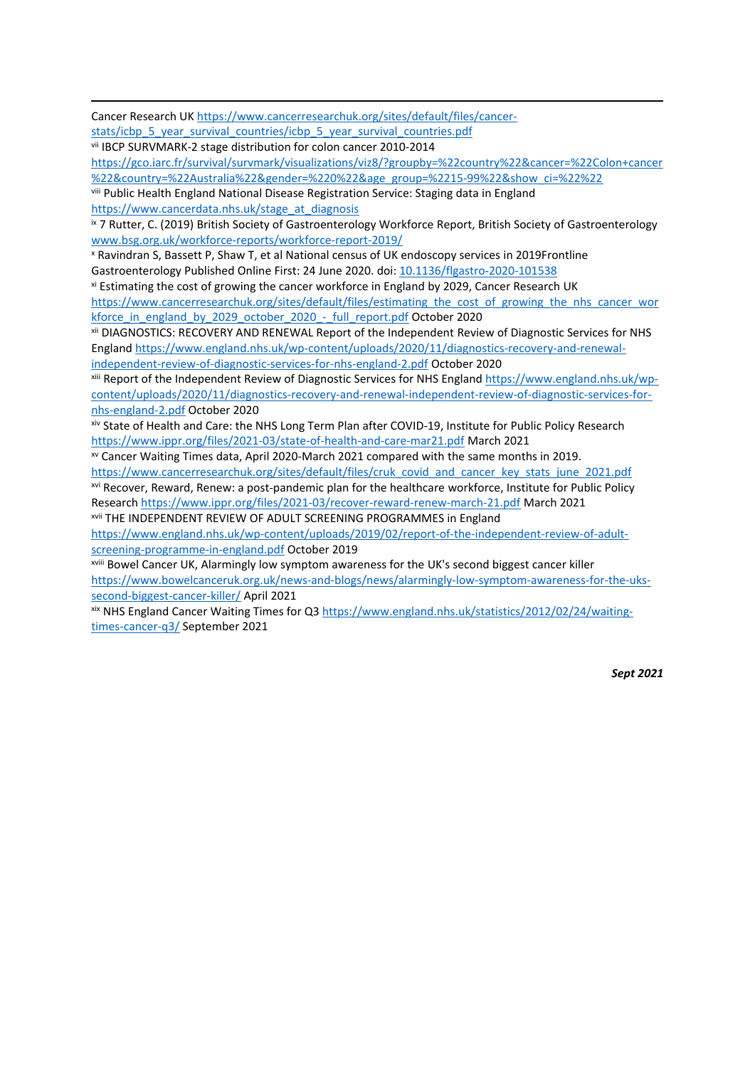Cancer Research UK https://www.cancerresearchuk.org/sites/default/files/cancer-stats/icbp_5_year_survival_countries/icbp_5_year_survival_countries.pdf

[vii] IBCP SURVMARK-2 stage distribution for colon cancer 2010-2014 https://gco.iarc.fr/survival/survmark/visualizations/viz8/?groupby=%22country%22&cancer=%22Colon+cancer%22&country=%22Australia%22&gender=%220%22&age_group=%2215-99%22&show_ci=%22%22

[viii] Public Health England National Disease Registration Service: Staging data in England https://www.cancerdata.nhs.uk/stage_at_diagnosis

[ix] 7 Rutter, C. (2019) British Society of Gastroenterology Workforce Report, British Society of Gastroenterology www.bsg.org.uk/workforce-reports/workforce-report-2019/

[x] Ravindran S, Bassett P, Shaw T, et al National census of UK endoscopy services in 2019Frontline Gastroenterology Published Online First: 24 June 2020. doi: 10.1136/flgastro-2020-101538

[xi] Estimating the cost of growing the cancer workforce in England by 2029, Cancer Research UK https://www.cancerresearchuk.org/sites/default/files/estimating_the_cost_of_growing_the_nhs_cancer_workforce_in_england_by_2029_october_2020_-_full_report.pdf October 2020

[xii] DIAGNOSTICS: RECOVERY AND RENEWAL Report of the Independent Review of Diagnostic Services for NHS England https://www.england.nhs.uk/wp-content/uploads/2020/11/diagnostics-recovery-and-renewal-independent-review-of-diagnostic-services-for-nhs-england-2.pdf October 2020

[xiii] Report of the Independent Review of Diagnostic Services for NHS England https://www.england.nhs.uk/wp-content/uploads/2020/11/diagnostics-recovery-and-renewal-independent-review-of-diagnostic-services-for-nhs-england-2.pdf October 2020

[xiv] State of Health and Care: the NHS Long Term Plan after COVID-19, Institute for Public Policy Research https://www.ippr.org/files/2021-03/state-of-health-and-care-mar21.pdf March 2021

[xv] Cancer Waiting Times data, April 2020-March 2021 compared with the same months in 2019. https://www.cancerresearchuk.org/sites/default/files/cruk_covid_and_cancer_key_stats_june_2021.pdf

[xvi] Recover, Reward, Renew: a post-pandemic plan for the healthcare workforce, Institute for Public Policy Research https://www.ippr.org/files/2021-03/recover-reward-renew-march-21.pdf March 2021

[xvii] THE INDEPENDENT REVIEW OF ADULT SCREENING PROGRAMMES in England https://www.england.nhs.uk/wp-content/uploads/2019/02/report-of-the-independent-review-of-adult-screening-programme-in-england.pdf October 2019

[xviii] Bowel Cancer UK, Alarmingly low symptom awareness for the UK's second biggest cancer killer https://www.bowelcanceruk.org.uk/news-and-blogs/news/alarmingly-low-symptom-awareness-for-the-uks-second-biggest-cancer-killer/ April 2021

[xix] NHS England Cancer Waiting Times for Q3 https://www.england.nhs.uk/statistics/2012/02/24/waiting-times-cancer-q3/ September 2021

***Sept 2021***